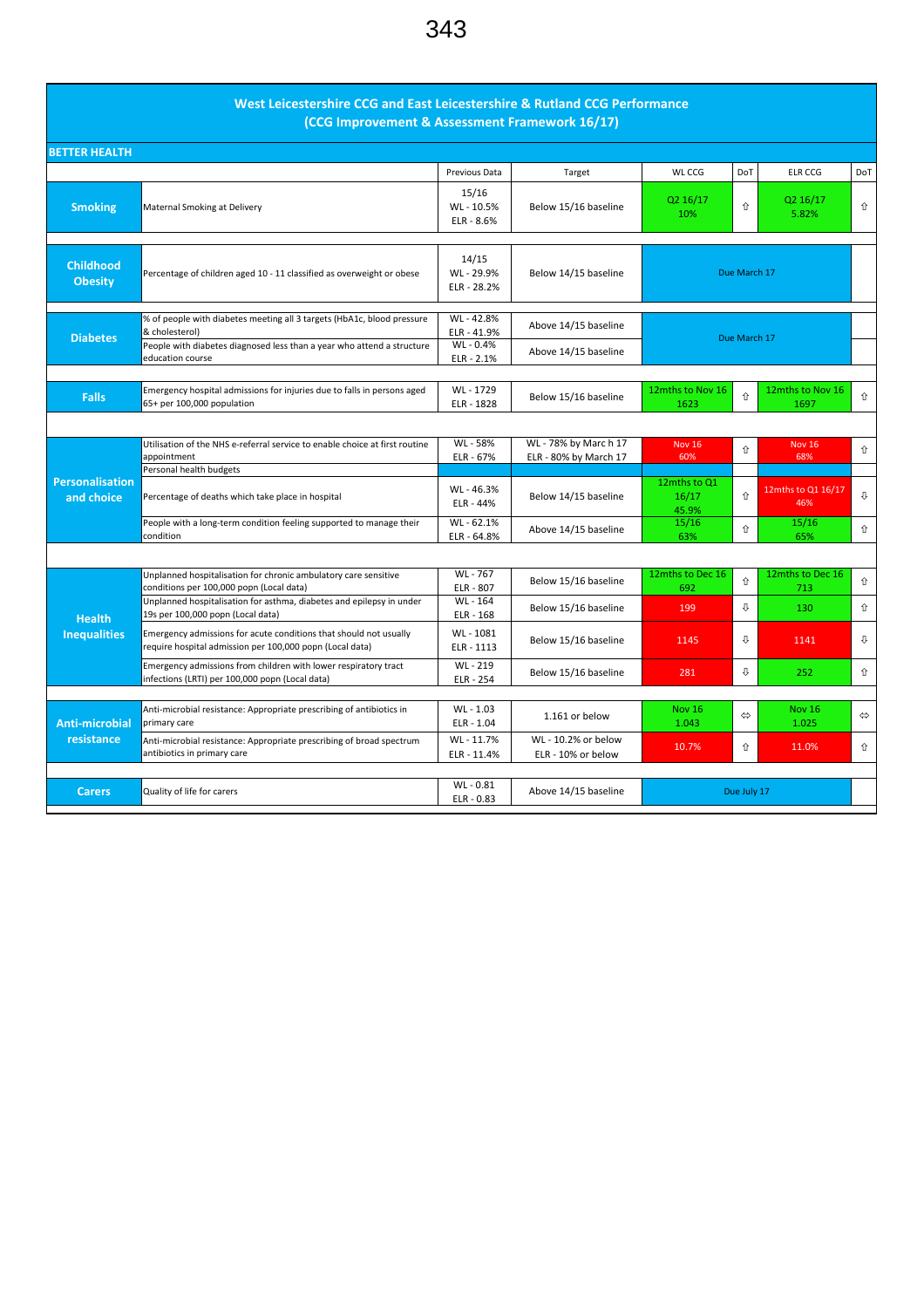## West Leicestershire CCG and East Leicestershire & Rutland CCG Performance (CCG Improvement & Assessment Framework 16/17)

**BETTER HEALTH**

| | | Previous Data | Target | WL CCG | DoT | ELR CCG | DoT |
|---|---|---|---|---|---|---|---|
| **Smoking** | Maternal Smoking at Delivery | 15/16 WL - 10.5% ELR - 8.6% | Below 15/16 baseline | Q2 16/17 10% | ⇧ | Q2 16/17 5.82% | ⇧ |
| **Childhood Obesity** | Percentage of children aged 10 - 11 classified as overweight or obese | 14/15 WL - 29.9% ELR - 28.2% | Below 14/15 baseline | Due March 17 | | | |
| **Diabetes** | % of people with diabetes meeting all 3 targets (HbA1c, blood pressure & cholesterol) | WL - 42.8% ELR - 41.9% | Above 14/15 baseline | Due March 17 | | | |
| | People with diabetes diagnosed less than a year who attend a structure education course | WL - 0.4% ELR - 2.1% | Above 14/15 baseline | | | | |
| **Falls** | Emergency hospital admissions for injuries due to falls in persons aged 65+ per 100,000 population | WL - 1729 ELR - 1828 | Below 15/16 baseline | 12mths to Nov 16 1623 | ⇧ | 12mths to Nov 16 1697 | ⇧ |
| **Personalisation and choice** | Utilisation of the NHS e-referral service to enable choice at first routine appointment | WL - 58% ELR - 67% | WL - 78% by Marc h 17 ELR - 80% by March 17 | Nov 16 60% | ⇧ | Nov 16 68% | ⇧ |
| | Personal health budgets | | | | | | |
| | Percentage of deaths which take place in hospital | WL - 46.3% ELR - 44% | Below 14/15 baseline | 12mths to Q1 16/17 45.9% | ⇧ | 12mths to Q1 16/17 46% | ⇩ |
| | People with a long-term condition feeling supported to manage their condition | WL - 62.1% ELR - 64.8% | Above 14/15 baseline | 15/16 63% | ⇧ | 15/16 65% | ⇧ |
| **Health Inequalities** | Unplanned hospitalisation for chronic ambulatory care sensitive conditions per 100,000 popn (Local data) | WL - 767 ELR - 807 | Below 15/16 baseline | 12mths to Dec 16 692 | ⇧ | 12mths to Dec 16 713 | ⇧ |
| | Unplanned hospitalisation for asthma, diabetes and epilepsy in under 19s per 100,000 popn (Local data) | WL - 164 ELR - 168 | Below 15/16 baseline | 199 | ⇩ | 130 | ⇧ |
| | Emergency admissions for acute conditions that should not usually require hospital admission per 100,000 popn (Local data) | WL - 1081 ELR - 1113 | Below 15/16 baseline | 1145 | ⇩ | 1141 | ⇩ |
| | Emergency admissions from children with lower respiratory tract infections (LRTI) per 100,000 popn (Local data) | WL - 219 ELR - 254 | Below 15/16 baseline | 281 | ⇩ | 252 | ⇧ |
| **Anti-microbial resistance** | Anti-microbial resistance: Appropriate prescribing of antibiotics in primary care | WL - 1.03 ELR - 1.04 | 1.161 or below | Nov 16 1.043 | ⇔ | Nov 16 1.025 | ⇔ |
| | Anti-microbial resistance: Appropriate prescribing of broad spectrum antibiotics in primary care | WL - 11.7% ELR - 11.4% | WL - 10.2% or below ELR - 10% or below | 10.7% | ⇧ | 11.0% | ⇧ |
| **Carers** | Quality of life for carers | WL - 0.81 ELR - 0.83 | Above 14/15 baseline | Due July 17 | | | |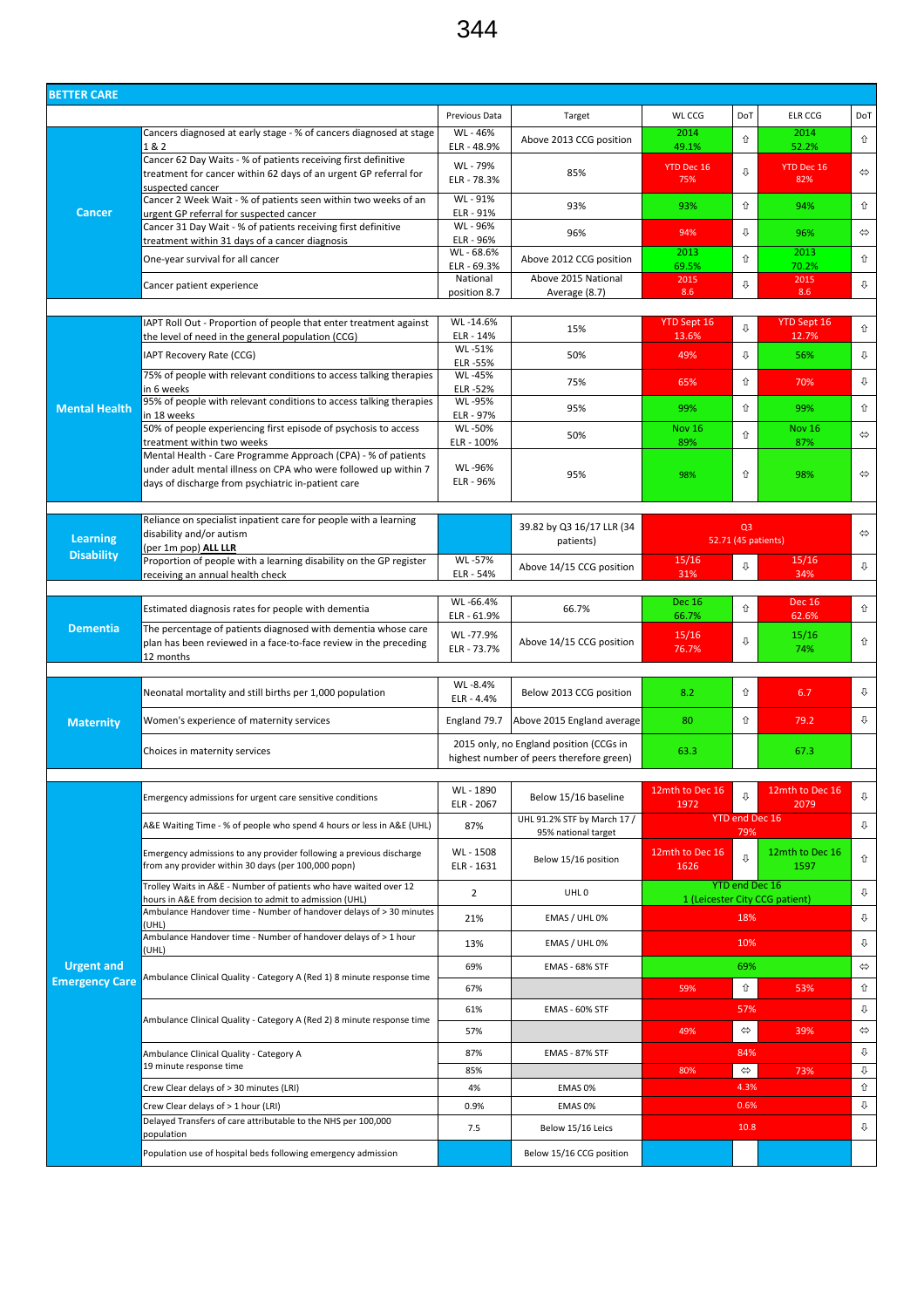## BETTER CARE

| | | Previous Data | Target | WL CCG | DoT | ELR CCG | DoT |
|---|---|---|---|---|---|---|---|
| Cancer | Cancers diagnosed at early stage - % of cancers diagnosed at stage 1 & 2 | WL - 46% ELR - 48.9% | Above 2013 CCG position | 2014 49.1% | ⇧ | 2014 52.2% | ⇧ |
| | Cancer 62 Day Waits - % of patients receiving first definitive treatment for cancer within 62 days of an urgent GP referral for suspected cancer | WL - 79% ELR - 78.3% | 85% | YTD Dec 16 75% | ⇩ | YTD Dec 16 82% | ⇔ |
| | Cancer 2 Week Wait - % of patients seen within two weeks of an urgent GP referral for suspected cancer | WL - 91% ELR - 91% | 93% | 93% | ⇧ | 94% | ⇧ |
| | Cancer 31 Day Wait - % of patients receiving first definitive treatment within 31 days of a cancer diagnosis | WL - 96% ELR - 96% | 96% | 94% | ⇩ | 96% | ⇔ |
| | One-year survival for all cancer | WL - 68.6% ELR - 69.3% | Above 2012 CCG position | 2013 69.5% | ⇧ | 2013 70.2% | ⇧ |
| | Cancer patient experience | National position 8.7 | Above 2015 National Average (8.7) | 2015 8.6 | ⇩ | 2015 8.6 | ⇩ |
| Mental Health | IAPT Roll Out - Proportion of people that enter treatment against the level of need in the general population (CCG) | WL -14.6% ELR - 14% | 15% | YTD Sept 16 13.6% | ⇩ | YTD Sept 16 12.7% | ⇧ |
| | IAPT Recovery Rate (CCG) | WL -51% ELR -55% | 50% | 49% | ⇩ | 56% | ⇩ |
| | 75% of people with relevant conditions to access talking therapies in 6 weeks | WL -45% ELR -52% | 75% | 65% | ⇧ | 70% | ⇩ |
| | 95% of people with relevant conditions to access talking therapies in 18 weeks | WL -95% ELR - 97% | 95% | 99% | ⇧ | 99% | ⇧ |
| | 50% of people experiencing first episode of psychosis to access treatment within two weeks | WL -50% ELR - 100% | 50% | Nov 16 89% | ⇧ | Nov 16 87% | ⇔ |
| | Mental Health - Care Programme Approach (CPA) - % of patients under adult mental illness on CPA who were followed up within 7 days of discharge from psychiatric in-patient care | WL -96% ELR - 96% | 95% | 98% | ⇧ | 98% | ⇔ |
| Learning Disability | Reliance on specialist inpatient care for people with a learning disability and/or autism (per 1m pop) **ALL LLR** | | 39.82 by Q3 16/17 LLR (34 patients) | Q3 52.71 (45 patients) | | | ⇔ |
| | Proportion of people with a learning disability on the GP register receiving an annual health check | WL -57% ELR - 54% | Above 14/15 CCG position | 15/16 31% | ⇩ | 15/16 34% | ⇩ |
| Dementia | Estimated diagnosis rates for people with dementia | WL -66.4% ELR - 61.9% | 66.7% | Dec 16 66.7% | ⇧ | Dec 16 62.6% | ⇧ |
| | The percentage of patients diagnosed with dementia whose care plan has been reviewed in a face-to-face review in the preceding 12 months | WL -77.9% ELR - 73.7% | Above 14/15 CCG position | 15/16 76.7% | ⇩ | 15/16 74% | ⇧ |
| Maternity | Neonatal mortality and still births per 1,000 population | WL -8.4% ELR - 4.4% | Below 2013 CCG position | 8.2 | ⇧ | 6.7 | ⇩ |
| | Women's experience of maternity services | England 79.7 | Above 2015 England average | 80 | ⇧ | 79.2 | ⇩ |
| | Choices in maternity services | 2015 only, no England position (CCGs in highest number of peers therefore green) | | 63.3 | | 67.3 | |
| Urgent and Emergency Care | Emergency admissions for urgent care sensitive conditions | WL - 1890 ELR - 2067 | Below 15/16 baseline | 12mth to Dec 16 1972 | ⇩ | 12mth to Dec 16 2079 | ⇩ |
| | A&E Waiting Time - % of people who spend 4 hours or less in A&E (UHL) | 87% | UHL 91.2% STF by March 17 / 95% national target | YTD end Dec 16 79% | | | ⇩ |
| | Emergency admissions to any provider following a previous discharge from any provider within 30 days (per 100,000 popn) | WL - 1508 ELR - 1631 | Below 15/16 position | 12mth to Dec 16 1626 | ⇩ | 12mth to Dec 16 1597 | ⇧ |
| | Trolley Waits in A&E - Number of patients who have waited over 12 hours in A&E from decision to admit to admission (UHL) | 2 | UHL 0 | YTD end Dec 16 1 (Leicester City CCG patient) | | | ⇩ |
| | Ambulance Handover time - Number of handover delays of > 30 minutes (UHL) | 21% | EMAS / UHL 0% | 18% | | | ⇩ |
| | Ambulance Handover time - Number of handover delays of > 1 hour (UHL) | 13% | EMAS / UHL 0% | 10% | | | ⇩ |
| | Ambulance Clinical Quality - Category A (Red 1) 8 minute response time | 69% | EMAS - 68% STF | 69% | | | ⇔ |
| | | 67% | | 59% | ⇧ | 53% | ⇧ |
| | Ambulance Clinical Quality - Category A (Red 2) 8 minute response time | 61% | EMAS - 60% STF | 57% | | | ⇩ |
| | | 57% | | 49% | ⇔ | 39% | ⇔ |
| | Ambulance Clinical Quality - Category A 19 minute response time | 87% | EMAS - 87% STF | 84% | | | ⇩ |
| | | 85% | | 80% | ⇔ | 73% | ⇩ |
| | Crew Clear delays of > 30 minutes (LRI) | 4% | EMAS 0% | 4.3% | | | ⇧ |
| | Crew Clear delays of > 1 hour (LRI) | 0.9% | EMAS 0% | 0.6% | | | ⇩ |
| | Delayed Transfers of care attributable to the NHS per 100,000 population | 7.5 | Below 15/16 Leics | 10.8 | | | ⇩ |
| | Population use of hospital beds following emergency admission | | Below 15/16 CCG position | | | | |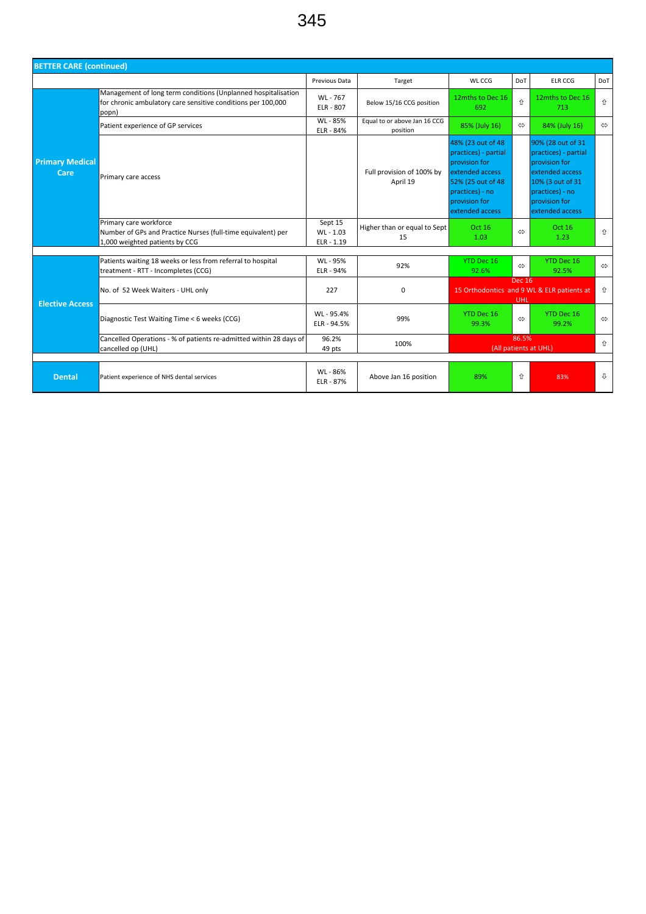| BETTER CARE (continued) | | | | | | | |
|---|---|---|---|---|---|---|---|
| | | Previous Data | Target | WL CCG | DoT | ELR CCG | DoT |
| Primary Medical Care | Management of long term conditions (Unplanned hospitalisation for chronic ambulatory care sensitive conditions per 100,000 popn) | WL - 767 ELR - 807 | Below 15/16 CCG position | 12mths to Dec 16 692 | ⇧ | 12mths to Dec 16 713 | ⇧ |
| | Patient experience of GP services | WL - 85% ELR - 84% | Equal to or above Jan 16 CCG position | 85% (July 16) | ⇔ | 84% (July 16) | ⇔ |
| | Primary care access | | Full provision of 100% by April 19 | 48% (23 out of 48 practices) - partial provision for extended access 52% (25 out of 48 practices) - no provision for extended access | | 90% (28 out of 31 practices) - partial provision for extended access 10% (3 out of 31 practices) - no provision for extended access | |
| | Primary care workforce Number of GPs and Practice Nurses (full-time equivalent) per 1,000 weighted patients by CCG | Sept 15 WL - 1.03 ELR - 1.19 | Higher than or equal to Sept 15 | Oct 16 1.03 | ⇔ | Oct 16 1.23 | ⇧ |
| Elective Access | Patients waiting 18 weeks or less from referral to hospital treatment - RTT - Incompletes (CCG) | WL - 95% ELR - 94% | 92% | YTD Dec 16 92.6% | ⇔ | YTD Dec 16 92.5% | ⇔ |
| | No. of 52 Week Waiters - UHL only | 227 | 0 | Dec 16 15 Orthodontics and 9 WL & ELR patients at UHL | | | ⇧ |
| | Diagnostic Test Waiting Time < 6 weeks (CCG) | WL - 95.4% ELR - 94.5% | 99% | YTD Dec 16 99.3% | ⇔ | YTD Dec 16 99.2% | ⇔ |
| | Cancelled Operations - % of patients re-admitted within 28 days of cancelled op (UHL) | 96.2% 49 pts | 100% | 86.5% (All patients at UHL) | | | ⇧ |
| Dental | Patient experience of NHS dental services | WL - 86% ELR - 87% | Above Jan 16 position | 89% | ⇧ | 83% | ⇩ |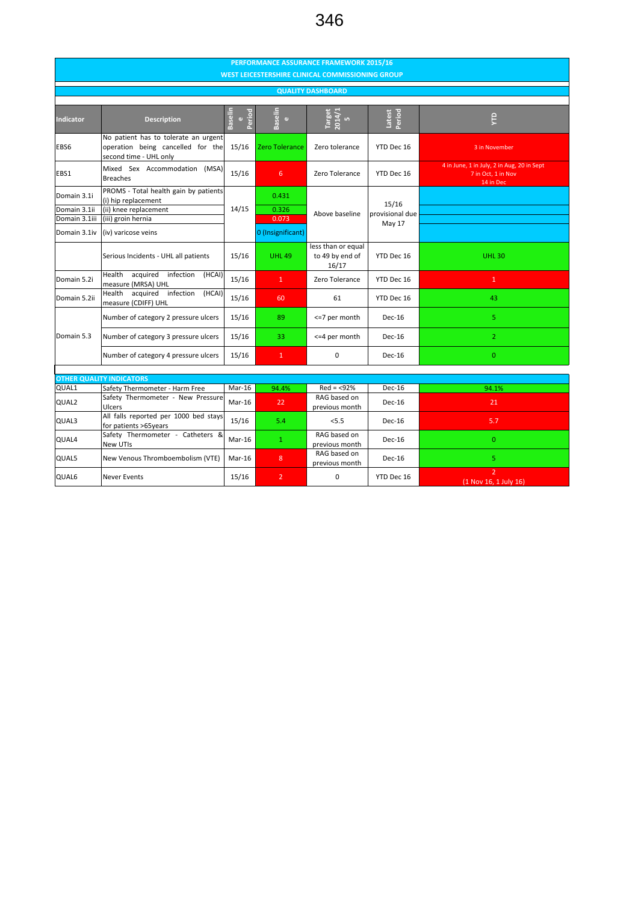# PERFORMANCE ASSURANCE FRAMEWORK 2015/16

## WEST LEICESTERSHIRE CLINICAL COMMISSIONING GROUP

### QUALITY DASHBOARD

| Indicator | Description | Baseline Period | Baseline | Target 2014/15 | Latest Period | YTD |
|---|---|---|---|---|---|---|
| EBS6 | No patient has to tolerate an urgent operation being cancelled for the second time - UHL only | 15/16 | Zero Tolerance | Zero tolerance | YTD Dec 16 | 3 in November |
| EBS1 | Mixed Sex Accommodation (MSA) Breaches | 15/16 | 6 | Zero Tolerance | YTD Dec 16 | 4 in June, 1 in July, 2 in Aug, 20 in Sept 7 in Oct, 1 in Nov 14 in Dec |
| Domain 3.1i | PROMS - Total health gain by patients (i) hip replacement | 14/15 | 0.431 | Above baseline | 15/16 provisional due May 17 | |
| Domain 3.1ii | (ii) knee replacement | | 0.326 | | | |
| Domain 3.1iii | (iii) groin hernia | | 0.073 | | | |
| Domain 3.1iv | (iv) varicose veins | | 0 (Insignificant) | | | |
| | Serious Incidents - UHL all patients | 15/16 | UHL 49 | less than or equal to 49 by end of 16/17 | YTD Dec 16 | UHL 30 |
| Domain 5.2i | Health acquired infection (HCAI) measure (MRSA) UHL | 15/16 | 1 | Zero Tolerance | YTD Dec 16 | 1 |
| Domain 5.2ii | Health acquired infection (HCAI) measure (CDIFF) UHL | 15/16 | 60 | 61 | YTD Dec 16 | 43 |
| Domain 5.3 | Number of category 2 pressure ulcers | 15/16 | 89 | <=7 per month | Dec-16 | 5 |
| | Number of category 3 pressure ulcers | 15/16 | 33 | <=4 per month | Dec-16 | 2 |
| | Number of category 4 pressure ulcers | 15/16 | 1 | 0 | Dec-16 | 0 |

### OTHER QUALITY INDICATORS

| Indicator | Description | Baseline Period | Baseline | Target 2014/15 | Latest Period | YTD |
|---|---|---|---|---|---|---|
| QUAL1 | Safety Thermometer - Harm Free | Mar-16 | 94.4% | Red = <92% | Dec-16 | 94.1% |
| QUAL2 | Safety Thermometer - New Pressure Ulcers | Mar-16 | 22 | RAG based on previous month | Dec-16 | 21 |
| QUAL3 | All falls reported per 1000 bed stays for patients >65years | 15/16 | 5.4 | <5.5 | Dec-16 | 5.7 |
| QUAL4 | Safety Thermometer - Catheters & New UTIs | Mar-16 | 1 | RAG based on previous month | Dec-16 | 0 |
| QUAL5 | New Venous Thromboembolism (VTE) | Mar-16 | 8 | RAG based on previous month | Dec-16 | 5 |
| QUAL6 | Never Events | 15/16 | 2 | 0 | YTD Dec 16 | 2 (1 Nov 16, 1 July 16) |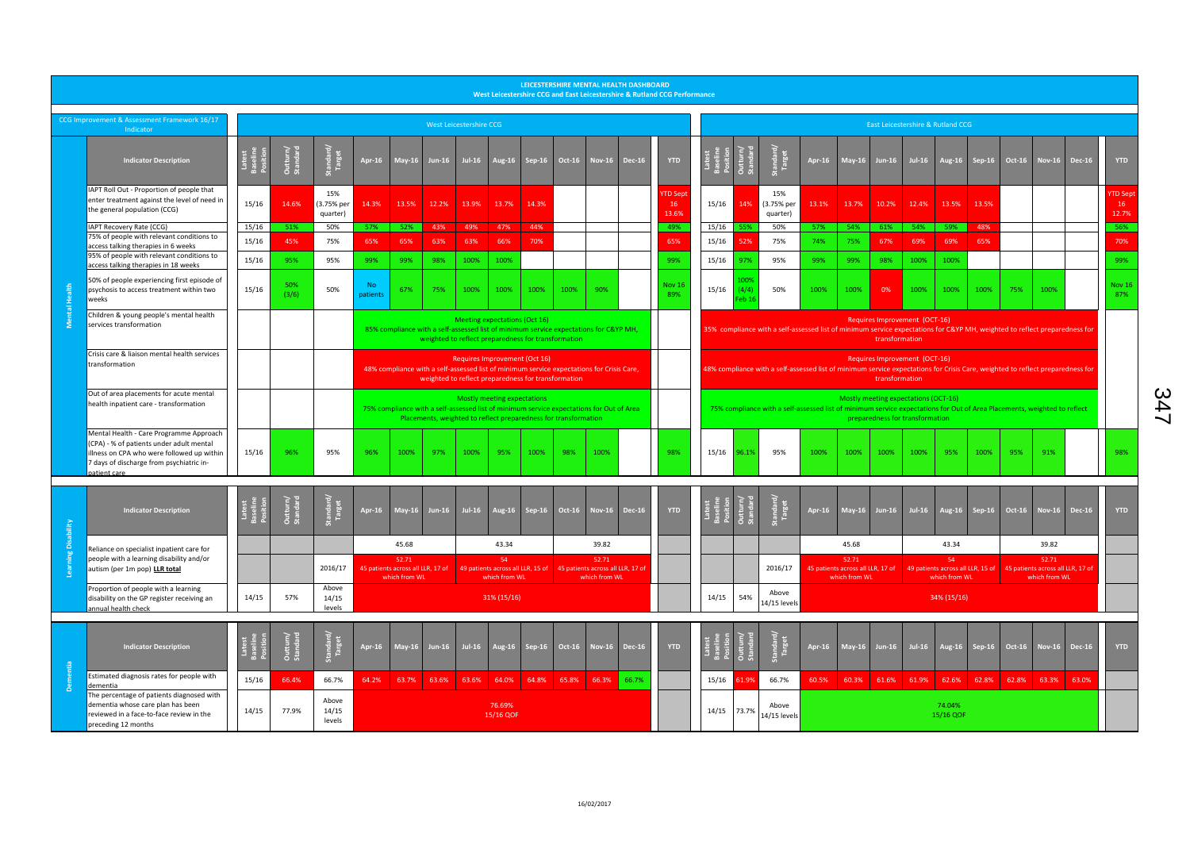# LEICESTERSHIRE MENTAL HEALTH DASHBOARD

## West Leicestershire CCG and East Leicestershire & Rutland CCG Performance

CCG Improvement & Assessment Framework 16/17 Indicator

### West Leicestershire CCG

| | Indicator Description | Latest Baseline Position | Outturn/ Standard | Standard/ Target | Apr-16 | May-16 | Jun-16 | Jul-16 | Aug-16 | Sep-16 | Oct-16 | Nov-16 | Dec-16 | YTD |
|---|---|---|---|---|---|---|---|---|---|---|---|---|---|---|
| Mental Health | IAPT Roll Out - Proportion of people that enter treatment against the level of need in the general population (CCG) | 15/16 | 14.6% | 15% (3.75% per quarter) | 14.3% | 13.5% | 12.2% | 13.9% | 13.7% | 14.3% | | | | YTD Sept 16 13.6% |
| | IAPT Recovery Rate (CCG) | 15/16 | 51% | 50% | 57% | 52% | 43% | 49% | 47% | 44% | | | | 49% |
| | 75% of people with relevant conditions to access talking therapies in 6 weeks | 15/16 | 45% | 75% | 65% | 65% | 63% | 63% | 66% | 70% | | | | 65% |
| | 95% of people with relevant conditions to access talking therapies in 18 weeks | 15/16 | 95% | 95% | 99% | 99% | 98% | 100% | 100% | | | | | 99% |
| | 50% of people experiencing first episode of psychosis to access treatment within two weeks | 15/16 | 50% (3/6) | 50% | No patients | 67% | 75% | 100% | 100% | 100% | 100% | 90% | | Nov 16 89% |
| | Children & young people's mental health services transformation | | | | Meeting expectations (Oct 16) 85% compliance with a self-assessed list of minimum service expectations for C&YP MH, weighted to reflect preparedness for transformation | | | | | | | | | |
| | Crisis care & liaison mental health services transformation | | | | Requires Improvement (Oct 16) 48% compliance with a self-assessed list of minimum service expectations for Crisis Care, weighted to reflect preparedness for transformation | | | | | | | | | |
| | Out of area placements for acute mental health inpatient care - transformation | | | | Mostly meeting expectations 75% compliance with a self-assessed list of minimum service expectations for Out of Area Placements, weighted to reflect preparedness for transformation | | | | | | | | | |
| | Mental Health - Care Programme Approach (CPA) - % of patients under adult mental illness on CPA who were followed up within 7 days of discharge from psychiatric in-patient care | 15/16 | 96% | 95% | 96% | 100% | 97% | 100% | 95% | 100% | 98% | 100% | | 98% |

### East Leicestershire & Rutland CCG

| | Indicator Description | Latest Baseline Position | Outturn/ Standard | Standard/ Target | Apr-16 | May-16 | Jun-16 | Jul-16 | Aug-16 | Sep-16 | Oct-16 | Nov-16 | Dec-16 | YTD |
|---|---|---|---|---|---|---|---|---|---|---|---|---|---|---|
| Mental Health | IAPT Roll Out - Proportion of people that enter treatment against the level of need in the general population (CCG) | 15/16 | 14% | 15% (3.75% per quarter) | 13.1% | 13.7% | 10.2% | 12.4% | 13.5% | 13.5% | | | | YTD Sept 16 12.7% |
| | IAPT Recovery Rate (CCG) | 15/16 | 55% | 50% | 57% | 54% | 61% | 54% | 59% | 48% | | | | 56% |
| | 75% of people with relevant conditions to access talking therapies in 6 weeks | 15/16 | 52% | 75% | 74% | 75% | 67% | 69% | 69% | 65% | | | | 70% |
| | 95% of people with relevant conditions to access talking therapies in 18 weeks | 15/16 | 97% | 95% | 99% | 99% | 98% | 100% | 100% | | | | | 99% |
| | 50% of people experiencing first episode of psychosis to access treatment within two weeks | 15/16 | 100% (4/4) Feb 16 | 50% | 100% | 100% | 0% | 100% | 100% | 100% | 75% | 100% | | Nov 16 87% |
| | Children & young people's mental health services transformation | | | | Requires Improvement (OCT-16) 35% compliance with a self-assessed list of minimum service expectations for C&YP MH, weighted to reflect preparedness for transformation | | | | | | | | | |
| | Crisis care & liaison mental health services transformation | | | | Requires Improvement (OCT-16) 48% compliance with a self-assessed list of minimum service expectations for Crisis Care, weighted to reflect preparedness for transformation | | | | | | | | | |
| | Out of area placements for acute mental health inpatient care - transformation | | | | Mostly meeting expectations (OCT-16) 75% compliance with a self-assessed list of minimum service expectations for Out of Area Placements, weighted to reflect preparedness for transformation | | | | | | | | | |
| | Mental Health - Care Programme Approach (CPA) - % of patients under adult mental illness on CPA who were followed up within 7 days of discharge from psychiatric in-patient care | 15/16 | 96.1% | 95% | 100% | 100% | 100% | 100% | 95% | 100% | 95% | 91% | | 98% |

### Learning Disability – West Leicestershire CCG

| | Indicator Description | Latest Baseline Position | Outturn/ Standard | Standard/ Target | Apr-16 | May-16 | Jun-16 | Jul-16 | Aug-16 | Sep-16 | Oct-16 | Nov-16 | Dec-16 | YTD |
|---|---|---|---|---|---|---|---|---|---|---|---|---|---|---|
| Learning Disability | Reliance on specialist inpatient care for people with a learning disability and/or autism (per 1m pop) LLR total | | | | 45.68 | | | 43.34 | | | 39.82 | | | |
| | | | | 2016/17 | 52.71 45 patients across all LLR, 17 of which from WL | | | 54 49 patients across all LLR, 15 of which from WL | | | 52.71 45 patients across all LLR, 17 of which from WL | | | |
| | Proportion of people with a learning disability on the GP register receiving an annual health check | 14/15 | 57% | Above 14/15 levels | 31% (15/16) | | | | | | | | | |

### Learning Disability – East Leicestershire & Rutland CCG

| | Indicator Description | Latest Baseline Position | Outturn/ Standard | Standard/ Target | Apr-16 | May-16 | Jun-16 | Jul-16 | Aug-16 | Sep-16 | Oct-16 | Nov-16 | Dec-16 | YTD |
|---|---|---|---|---|---|---|---|---|---|---|---|---|---|---|
| Learning Disability | Reliance on specialist inpatient care for people with a learning disability and/or autism (per 1m pop) LLR total | | | | 45.68 | | | 43.34 | | | 39.82 | | | |
| | | | | 2016/17 | 52.71 45 patients across all LLR, 17 of which from WL | | | 54 49 patients across all LLR, 15 of which from WL | | | 52.71 45 patients across all LLR, 17 of which from WL | | | |
| | Proportion of people with a learning disability on the GP register receiving an annual health check | 14/15 | 54% | Above 14/15 levels | 34% (15/16) | | | | | | | | | |

### Dementia – West Leicestershire CCG

| | Indicator Description | Latest Baseline Position | Outturn/ Standard | Standard/ Target | Apr-16 | May-16 | Jun-16 | Jul-16 | Aug-16 | Sep-16 | Oct-16 | Nov-16 | Dec-16 | YTD |
|---|---|---|---|---|---|---|---|---|---|---|---|---|---|---|
| Dementia | Estimated diagnosis rates for people with dementia | 15/16 | 66.4% | 66.7% | 64.2% | 63.7% | 63.6% | 63.6% | 64.0% | 64.8% | 65.8% | 66.3% | 66.7% | |
| | The percentage of patients diagnosed with dementia whose care plan has been reviewed in a face-to-face review in the preceding 12 months | 14/15 | 77.9% | Above 14/15 levels | 76.69% 15/16 QOF | | | | | | | | | |

### Dementia – East Leicestershire & Rutland CCG

| | Indicator Description | Latest Baseline Position | Outturn/ Standard | Standard/ Target | Apr-16 | May-16 | Jun-16 | Jul-16 | Aug-16 | Sep-16 | Oct-16 | Nov-16 | Dec-16 | YTD |
|---|---|---|---|---|---|---|---|---|---|---|---|---|---|---|
| Dementia | Estimated diagnosis rates for people with dementia | 15/16 | 61.9% | 66.7% | 60.5% | 60.3% | 61.6% | 61.9% | 62.6% | 62.8% | 62.8% | 63.3% | 63.0% | |
| | The percentage of patients diagnosed with dementia whose care plan has been reviewed in a face-to-face review in the preceding 12 months | 14/15 | 73.7% | Above 14/15 levels | 74.04% 15/16 QOF | | | | | | | | | |

16/02/2017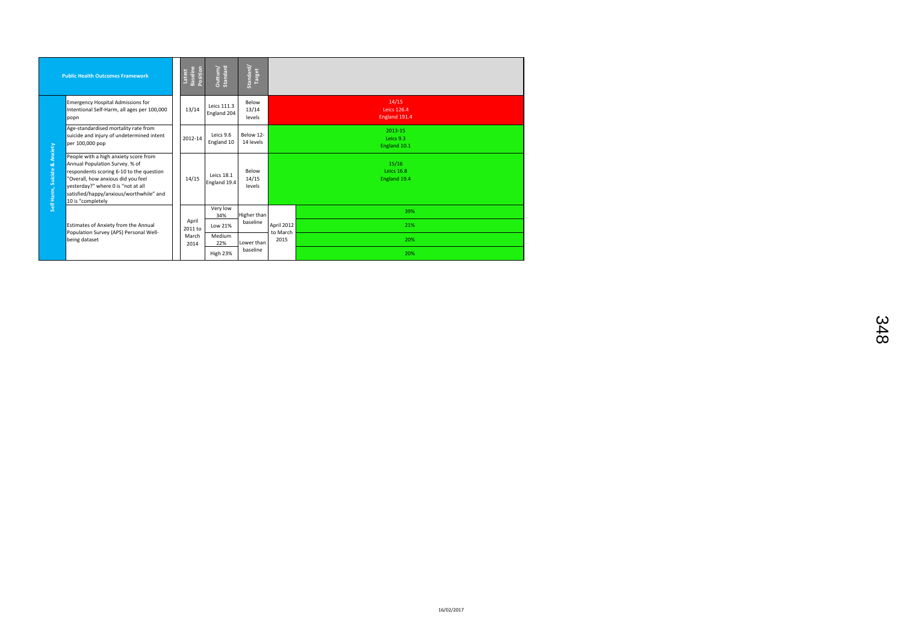| Public Health Outcomes Framework | | Latest Baseline Position | Outturn/ Standard | Standard/ Target | | |
|---|---|---|---|---|---|---|
| Self Harm, Suicide & Anxiety | Emergency Hospital Admissions for Intentional Self-Harm, all ages per 100,000 popn | 13/14 | Leics 111.3 England 204 | Below 13/14 levels | 14/15 Leics 126.4 England 191.4 | |
| | Age-standardised mortality rate from suicide and injury of undetermined intent per 100,000 pop | 2012-14 | Leics 9.6 England 10 | Below 12-14 levels | 2013-15 Leics 9.3 England 10.1 | |
| | People with a high anxiety score from Annual Population Survey. % of respondents scoring 6-10 to the question "Overall, how anxious did you feel yesterday?" where 0 is "not at all satisfied/happy/anxious/worthwhile" and 10 is "completely | 14/15 | Leics 18.1 England 19.4 | Below 14/15 levels | 15/16 Leics 16.8 England 19.4 | |
| | Estimates of Anxiety from the Annual Population Survey (APS) Personal Well-being dataset | April 2011 to March 2014 | Very low 34% | Higher than baseline | April 2012 to March 2015 | 39% |
| | | | Low 21% | | | 21% |
| | | | Medium 22% | Lower than baseline | | 20% |
| | | | High 23% | | | 20% |

16/02/2017